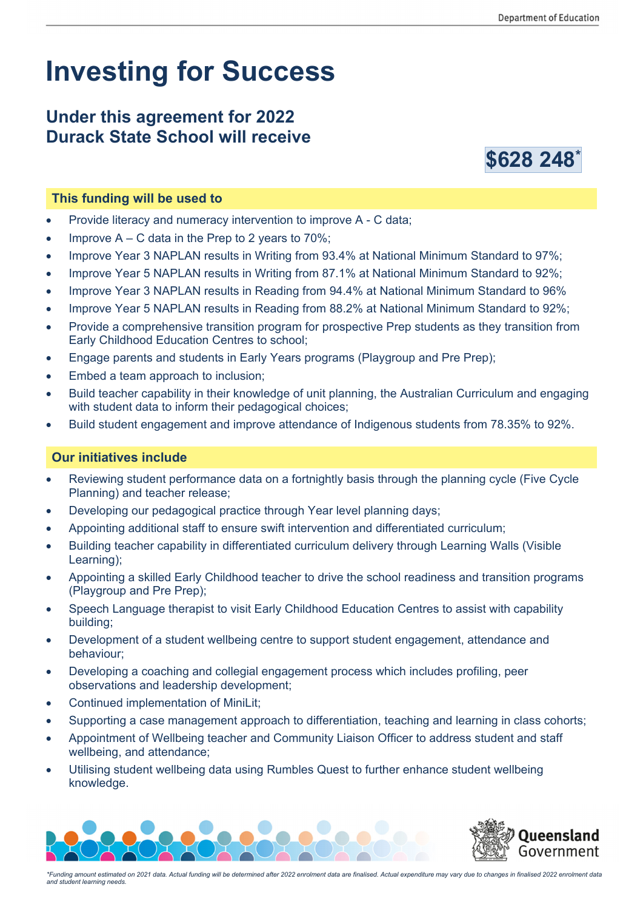# Investing for Success

## Under this agreement for 2022 Durack State School will receive

**$628 248***

### This funding will be used to

- Provide literacy and numeracy intervention to improve A - C data;
- Improve A – C data in the Prep to 2 years to 70%;
- Improve Year 3 NAPLAN results in Writing from 93.4% at National Minimum Standard to 97%;
- Improve Year 5 NAPLAN results in Writing from 87.1% at National Minimum Standard to 92%;
- Improve Year 3 NAPLAN results in Reading from 94.4% at National Minimum Standard to 96%
- Improve Year 5 NAPLAN results in Reading from 88.2% at National Minimum Standard to 92%;
- Provide a comprehensive transition program for prospective Prep students as they transition from Early Childhood Education Centres to school;
- Engage parents and students in Early Years programs (Playgroup and Pre Prep);
- Embed a team approach to inclusion;
- Build teacher capability in their knowledge of unit planning, the Australian Curriculum and engaging with student data to inform their pedagogical choices;
- Build student engagement and improve attendance of Indigenous students from 78.35% to 92%.

### Our initiatives include

- Reviewing student performance data on a fortnightly basis through the planning cycle (Five Cycle Planning) and teacher release;
- Developing our pedagogical practice through Year level planning days;
- Appointing additional staff to ensure swift intervention and differentiated curriculum;
- Building teacher capability in differentiated curriculum delivery through Learning Walls (Visible Learning);
- Appointing a skilled Early Childhood teacher to drive the school readiness and transition programs (Playgroup and Pre Prep);
- Speech Language therapist to visit Early Childhood Education Centres to assist with capability building;
- Development of a student wellbeing centre to support student engagement, attendance and behaviour;
- Developing a coaching and collegial engagement process which includes profiling, peer observations and leadership development;
- Continued implementation of MiniLit;
- Supporting a case management approach to differentiation, teaching and learning in class cohorts;
- Appointment of Wellbeing teacher and Community Liaison Officer to address student and staff wellbeing, and attendance;
- Utilising student wellbeing data using Rumbles Quest to further enhance student wellbeing knowledge.

*Funding amount estimated on 2021 data. Actual funding will be determined after 2022 enrolment data are finalised. Actual expenditure may vary due to changes in finalised 2022 enrolment data and student learning needs.*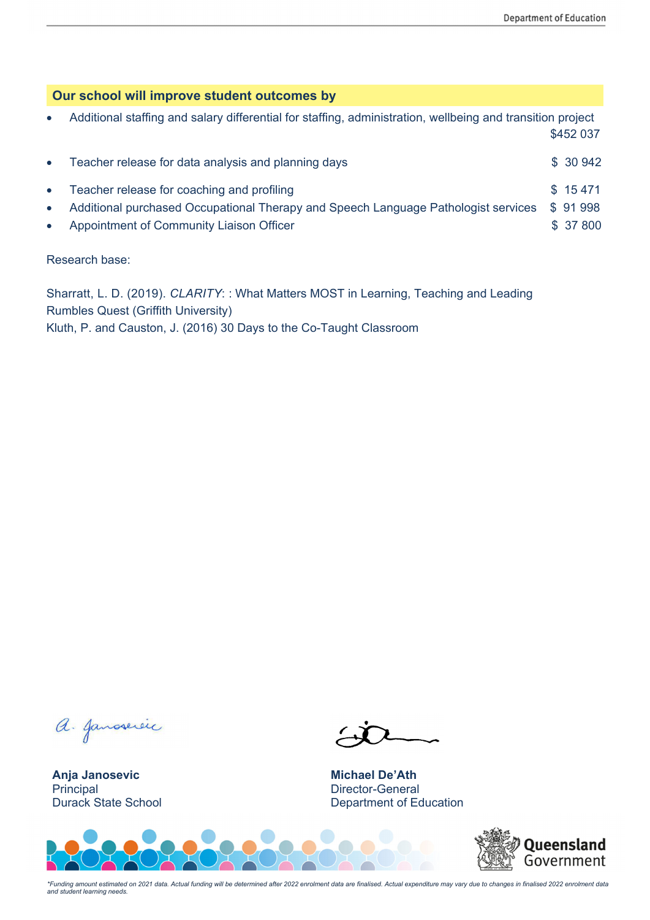## Our school will improve student outcomes by

- Additional staffing and salary differential for staffing, administration, wellbeing and transition project $452 037
- Teacher release for data analysis and planning days $ 30 942
- Teacher release for coaching and profiling $ 15 471
- Additional purchased Occupational Therapy and Speech Language Pathologist services $ 91 998
- Appointment of Community Liaison Officer $ 37 800

Research base:

Sharratt, L. D. (2019). *CLARITY*: : What Matters MOST in Learning, Teaching and Leading
Rumbles Quest (Griffith University)
Kluth, P. and Causton, J. (2016) 30 Days to the Co-Taught Classroom

**Anja Janosevic**
Principal
Durack State School

**Michael De'Ath**
Director-General
Department of Education

*\*Funding amount estimated on 2021 data. Actual funding will be determined after 2022 enrolment data are finalised. Actual expenditure may vary due to changes in finalised 2022 enrolment data and student learning needs.*